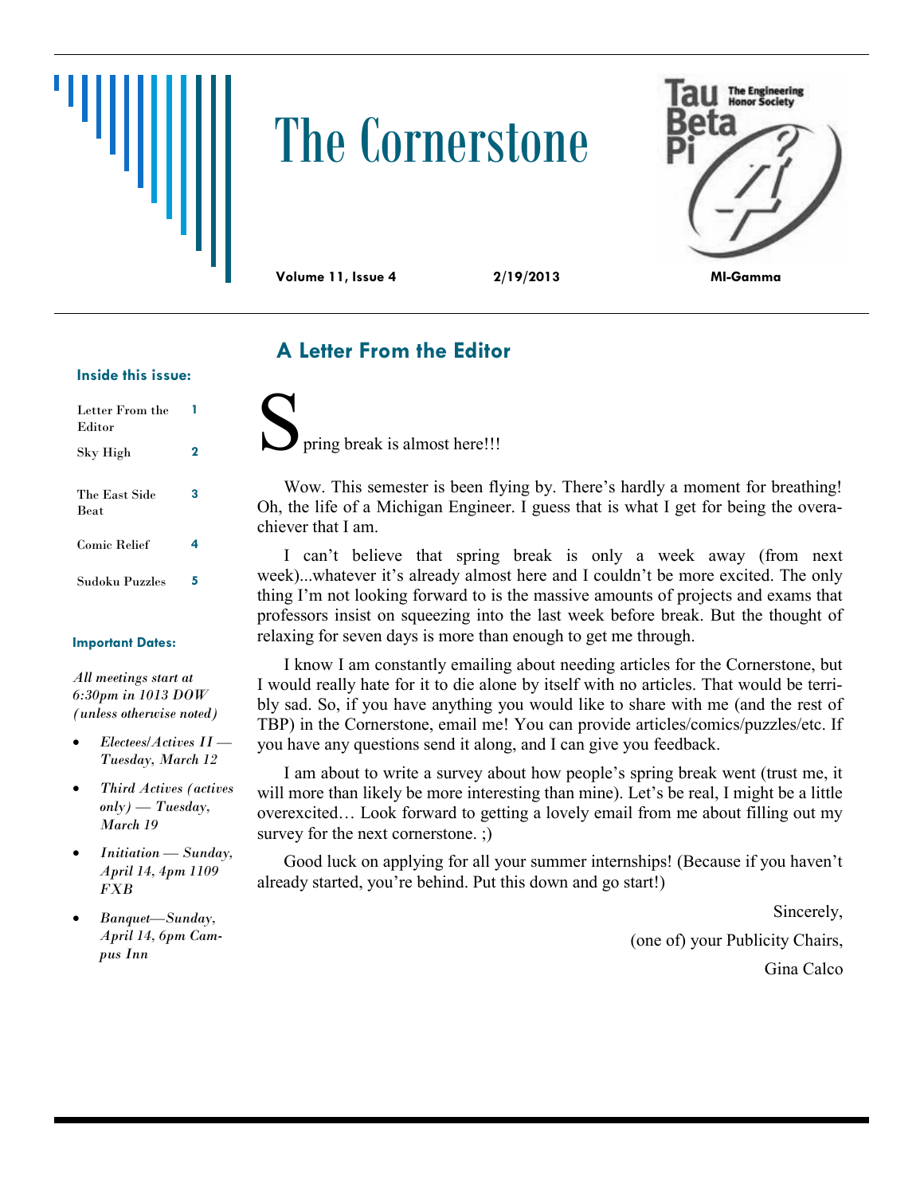# The Cornerstone

**Volume 11, Issue 4** **2/19/2013** **MI-Gamma**

### Inside this issue:

| | |
|---|---|
| Letter From the Editor | 1 |
| Sky High | 2 |
| The East Side Beat | 3 |
| Comic Relief | 4 |
| Sudoku Puzzles | 5 |

### Important Dates:

*All meetings start at 6:30pm in 1013 DOW (unless otherwise noted)*

- *Electees/Actives II — Tuesday, March 12*
- *Third Actives (actives only) — Tuesday, March 19*
- *Initiation — Sunday, April 14, 4pm 1109 FXB*
- *Banquet—Sunday, April 14, 6pm Campus Inn*

## A Letter From the Editor

Spring break is almost here!!!

Wow. This semester is been flying by. There's hardly a moment for breathing! Oh, the life of a Michigan Engineer. I guess that is what I get for being the overachiever that I am.

I can't believe that spring break is only a week away (from next week)...whatever it's already almost here and I couldn't be more excited. The only thing I'm not looking forward to is the massive amounts of projects and exams that professors insist on squeezing into the last week before break. But the thought of relaxing for seven days is more than enough to get me through.

I know I am constantly emailing about needing articles for the Cornerstone, but I would really hate for it to die alone by itself with no articles. That would be terribly sad. So, if you have anything you would like to share with me (and the rest of TBP) in the Cornerstone, email me! You can provide articles/comics/puzzles/etc. If you have any questions send it along, and I can give you feedback.

I am about to write a survey about how people's spring break went (trust me, it will more than likely be more interesting than mine). Let's be real, I might be a little overexcited… Look forward to getting a lovely email from me about filling out my survey for the next cornerstone. ;)

Good luck on applying for all your summer internships! (Because if you haven't already started, you're behind. Put this down and go start!)

Sincerely,

(one of) your Publicity Chairs,

Gina Calco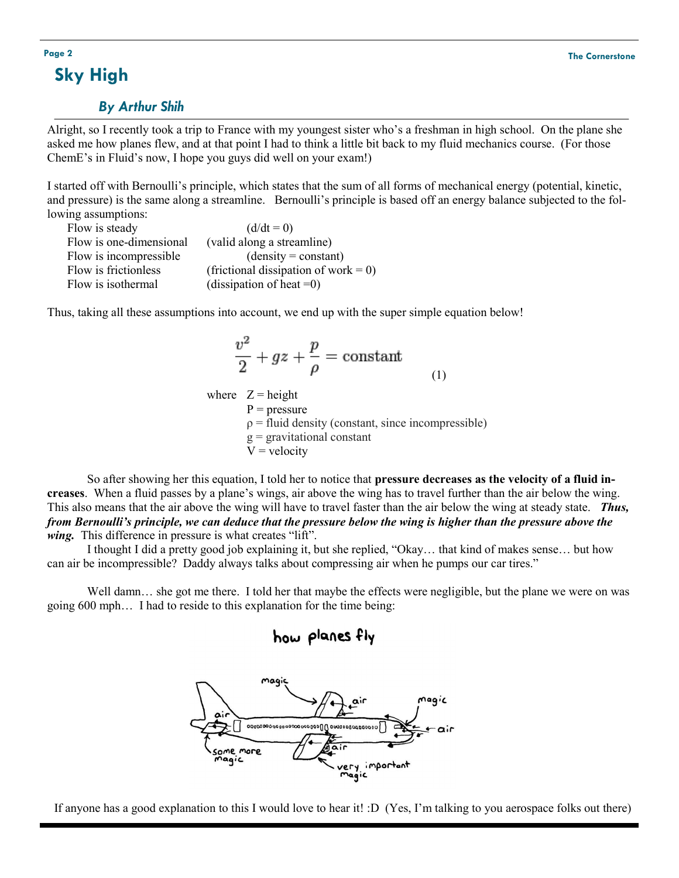# Sky High

## *By Arthur Shih*

Alright, so I recently took a trip to France with my youngest sister who's a freshman in high school. On the plane she asked me how planes flew, and at that point I had to think a little bit back to my fluid mechanics course. (For those ChemE's in Fluid's now, I hope you guys did well on your exam!)

I started off with Bernoulli's principle, which states that the sum of all forms of mechanical energy (potential, kinetic, and pressure) is the same along a streamline. Bernoulli's principle is based off an energy balance subjected to the following assumptions:

| | |
|---|---|
| Flow is steady | ($d/dt = 0$) |
| Flow is one-dimensional | (valid along a streamline) |
| Flow is incompressible | (density = constant) |
| Flow is frictionless | (frictional dissipation of work = 0) |
| Flow is isothermal | (dissipation of heat =0) |

Thus, taking all these assumptions into account, we end up with the super simple equation below!

$$\frac{v^2}{2} + gz + \frac{p}{\rho} = \text{constant} \quad (1)$$

where Z = height
P = pressure
ρ = fluid density (constant, since incompressible)
g = gravitational constant
V = velocity

So after showing her this equation, I told her to notice that **pressure decreases as the velocity of a fluid increases**. When a fluid passes by a plane's wings, air above the wing has to travel further than the air below the wing. This also means that the air above the wing will have to travel faster than the air below the wing at steady state. ***Thus, from Bernoulli's principle, we can deduce that the pressure below the wing is higher than the pressure above the wing.*** This difference in pressure is what creates "lift".

I thought I did a pretty good job explaining it, but she replied, "Okay… that kind of makes sense… but how can air be incompressible? Daddy always talks about compressing air when he pumps our car tires."

Well damn… she got me there. I told her that maybe the effects were negligible, but the plane we were on was going 600 mph… I had to reside to this explanation for the time being:

how planes fly

magic — air — magic — air — air — air — some more magic — very important magic

If anyone has a good explanation to this I would love to hear it! :D (Yes, I'm talking to you aerospace folks out there)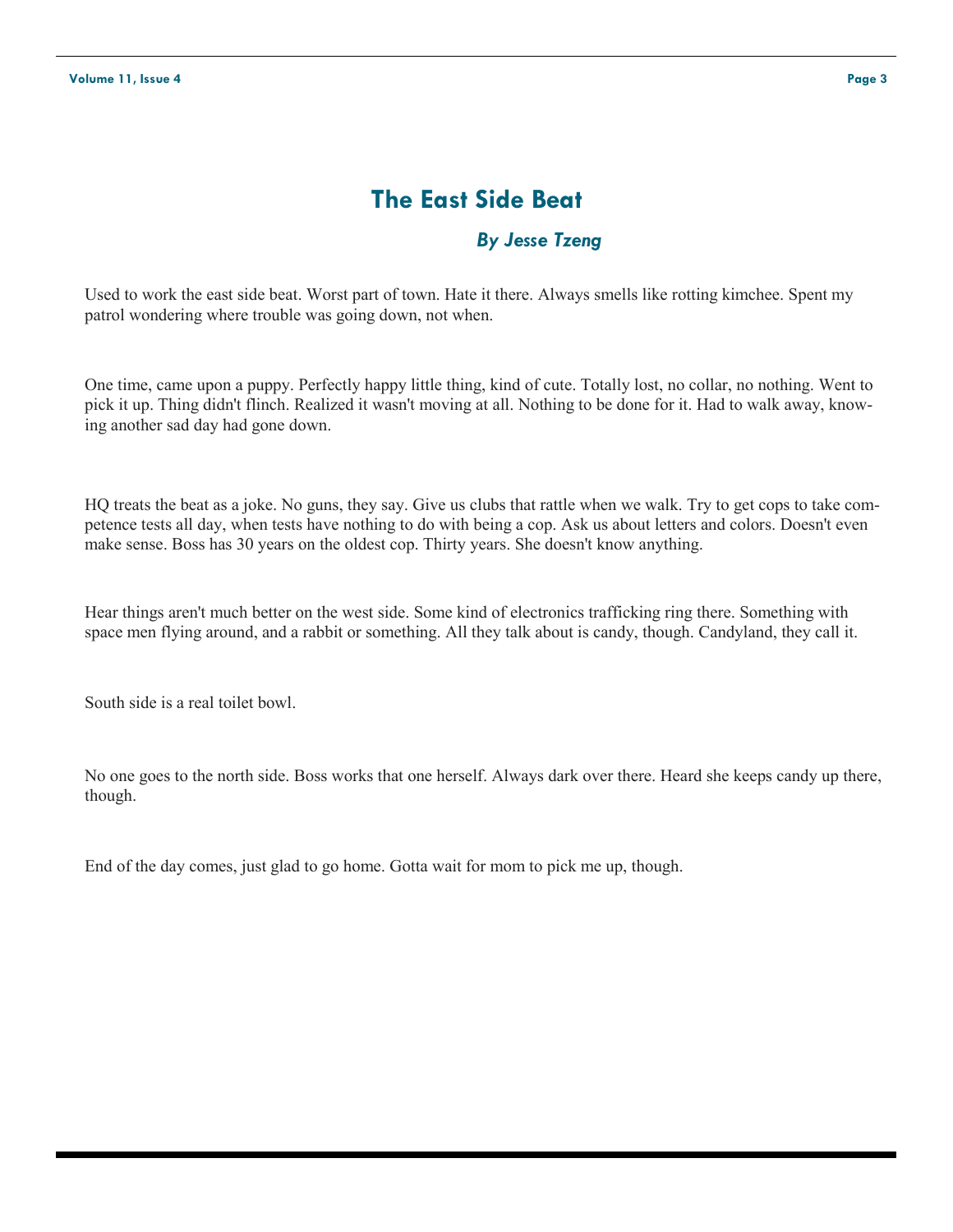# The East Side Beat

***By Jesse Tzeng***

Used to work the east side beat. Worst part of town. Hate it there. Always smells like rotting kimchee. Spent my patrol wondering where trouble was going down, not when.

One time, came upon a puppy. Perfectly happy little thing, kind of cute. Totally lost, no collar, no nothing. Went to pick it up. Thing didn't flinch. Realized it wasn't moving at all. Nothing to be done for it. Had to walk away, knowing another sad day had gone down.

HQ treats the beat as a joke. No guns, they say. Give us clubs that rattle when we walk. Try to get cops to take competence tests all day, when tests have nothing to do with being a cop. Ask us about letters and colors. Doesn't even make sense. Boss has 30 years on the oldest cop. Thirty years. She doesn't know anything.

Hear things aren't much better on the west side. Some kind of electronics trafficking ring there. Something with space men flying around, and a rabbit or something. All they talk about is candy, though. Candyland, they call it.

South side is a real toilet bowl.

No one goes to the north side. Boss works that one herself. Always dark over there. Heard she keeps candy up there, though.

End of the day comes, just glad to go home. Gotta wait for mom to pick me up, though.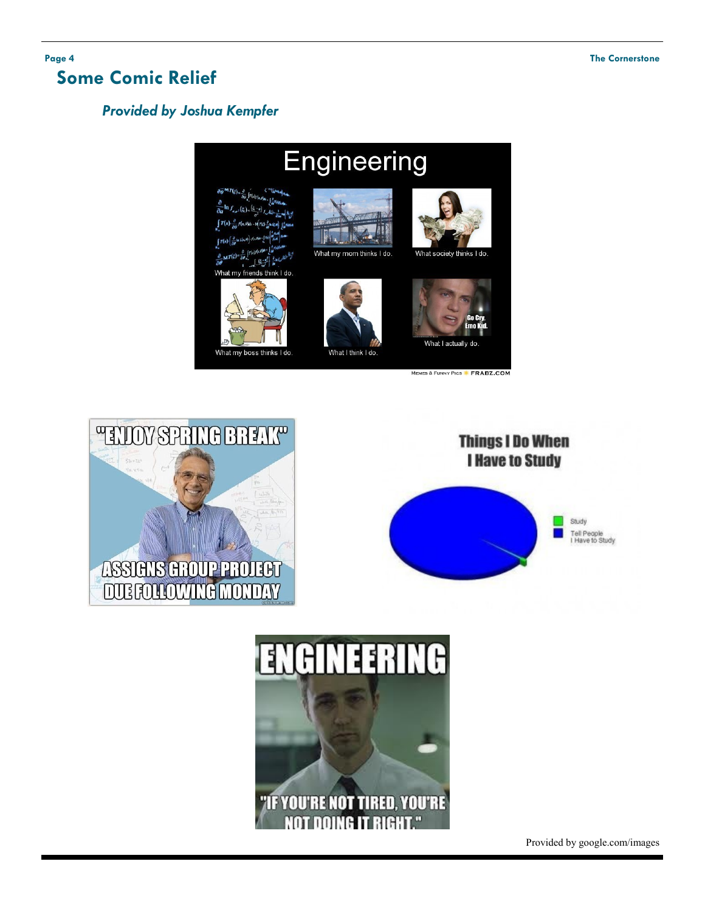# Some Comic Relief

***Provided by Joshua Kempfer***

Provided by google.com/images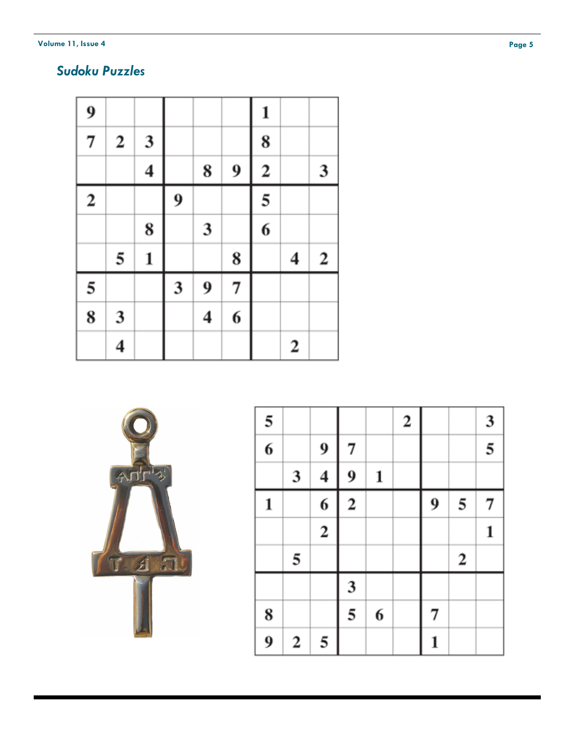## *Sudoku Puzzles*

| | | | | | | | | |
|---|---|---|---|---|---|---|---|---|
| 9 | | | | | | 1 | | |
| 7 | 2 | 3 | | | | 8 | | |
| | | 4 | | 8 | 9 | 2 | | 3 |
| 2 | | | 9 | | | 5 | | |
| | | 8 | | 3 | | 6 | | |
| | 5 | 1 | | | 8 | | 4 | 2 |
| 5 | | | 3 | 9 | 7 | | | |
| 8 | 3 | | | 4 | 6 | | | |
| | 4 | | | | | | 2 | |

| | | | | | | | | |
|---|---|---|---|---|---|---|---|---|
| 5 | | | | | 2 | | | 3 |
| 6 | | 9 | 7 | | | | | 5 |
| | 3 | 4 | 9 | 1 | | | | |
| 1 | | 6 | 2 | | | 9 | 5 | 7 |
| | | 2 | | | | | | 1 |
| | 5 | | | | | | 2 | |
| | | | 3 | | | | | |
| 8 | | | 5 | 6 | | 7 | | |
| 9 | 2 | 5 | | | | 1 | | |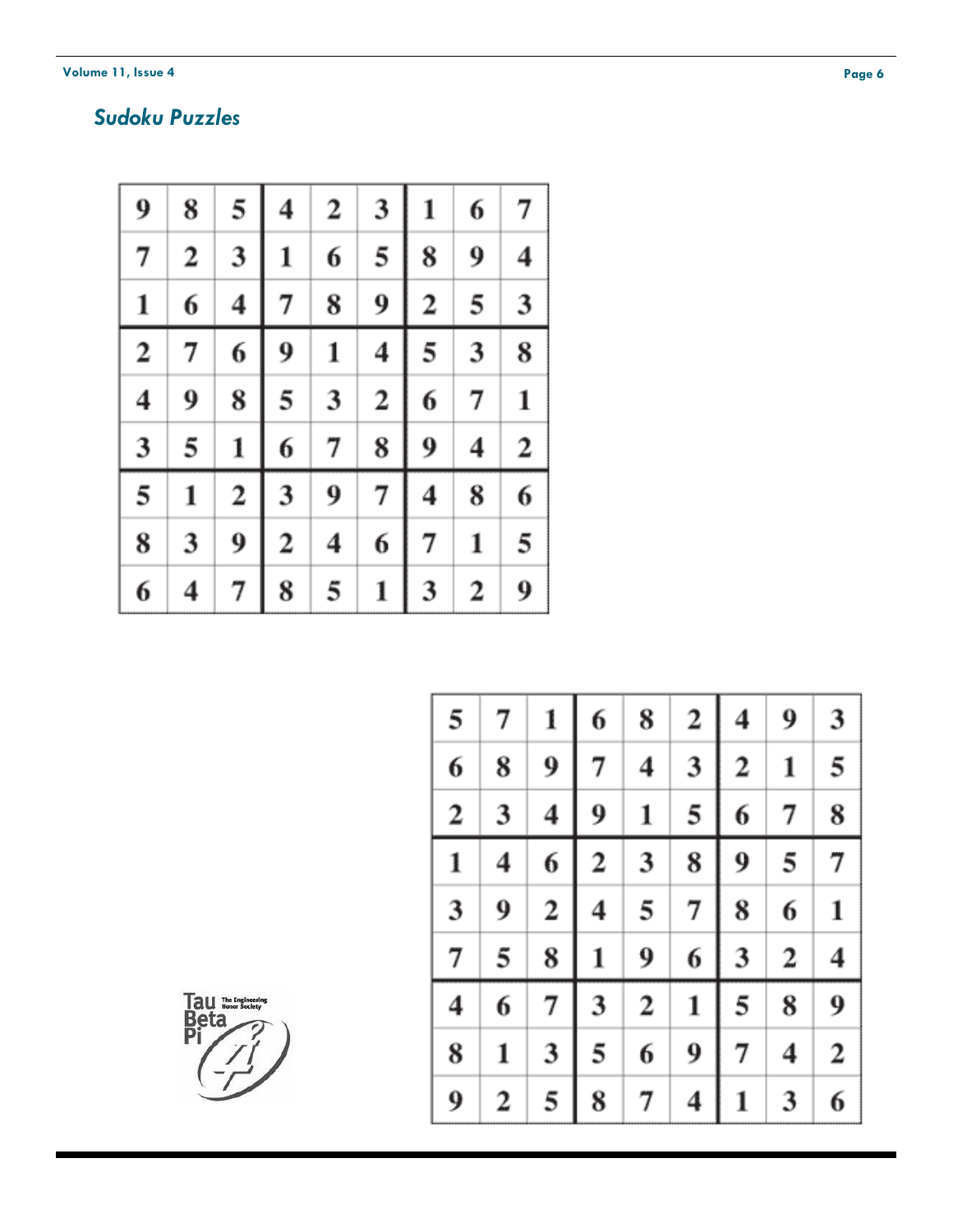## *Sudoku Puzzles*

| | | | | | | | | |
|---|---|---|---|---|---|---|---|---|
| 9 | 8 | 5 | 4 | 2 | 3 | 1 | 6 | 7 |
| 7 | 2 | 3 | 1 | 6 | 5 | 8 | 9 | 4 |
| 1 | 6 | 4 | 7 | 8 | 9 | 2 | 5 | 3 |
| 2 | 7 | 6 | 9 | 1 | 4 | 5 | 3 | 8 |
| 4 | 9 | 8 | 5 | 3 | 2 | 6 | 7 | 1 |
| 3 | 5 | 1 | 6 | 7 | 8 | 9 | 4 | 2 |
| 5 | 1 | 2 | 3 | 9 | 7 | 4 | 8 | 6 |
| 8 | 3 | 9 | 2 | 4 | 6 | 7 | 1 | 5 |
| 6 | 4 | 7 | 8 | 5 | 1 | 3 | 2 | 9 |

| | | | | | | | | |
|---|---|---|---|---|---|---|---|---|
| 5 | 7 | 1 | 6 | 8 | 2 | 4 | 9 | 3 |
| 6 | 8 | 9 | 7 | 4 | 3 | 2 | 1 | 5 |
| 2 | 3 | 4 | 9 | 1 | 5 | 6 | 7 | 8 |
| 1 | 4 | 6 | 2 | 3 | 8 | 9 | 5 | 7 |
| 3 | 9 | 2 | 4 | 5 | 7 | 8 | 6 | 1 |
| 7 | 5 | 8 | 1 | 9 | 6 | 3 | 2 | 4 |
| 4 | 6 | 7 | 3 | 2 | 1 | 5 | 8 | 9 |
| 8 | 1 | 3 | 5 | 6 | 9 | 7 | 4 | 2 |
| 9 | 2 | 5 | 8 | 7 | 4 | 1 | 3 | 6 |

Tau Beta Pi
The Engineering Honor Society